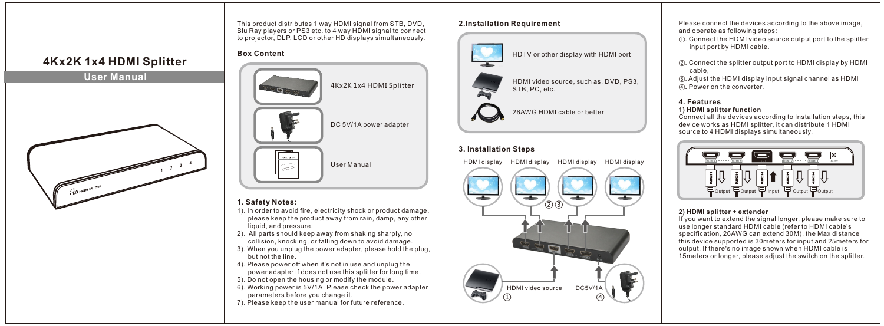# 4Kx2K 1x4 HDMI Splitter

## User Manual

This product distributes 1 way HDMI signal from STB, DVD, Blu Ray players or PS3 etc. to 4 way HDMI signal to connect to projector, DLP, LCD or other HD displays simultaneously.

### Box Content

- 4Kx2K 1x4 HDMI Splitter
- DC 5V/1A power adapter
- User Manual

### 1. Safety Notes:

1). In order to avoid fire, electricity shock or product damage, please keep the product away from rain, damp, any other liquid, and pressure.

2). All parts should keep away from shaking sharply, no collision, knocking, or falling down to avoid damage.

3). When you unplug the power adapter, please hold the plug, but not the line.

4). Please power off when it's not in use and unplug the power adapter if does not use this splitter for long time.

5). Do not open the housing or modify the module.

6). Working power is 5V/1A. Please check the power adapter parameters before you change it.

7). Please keep the user manual for future reference.

### 2.Installation Requirement

- HDTV or other display with HDMI port
- HDMI video source, such as, DVD, PS3, STB, PC, etc.
- 26AWG HDMI cable or better

### 3. Installation Steps

HDMI display HDMI display HDMI display HDMI display

② ③

HDMI video source ①

DC5V/1A ④

Please connect the devices according to the above image, and operate as following steps:

①. Connect the HDMI video source output port to the splitter input port by HDMI cable.

②. Connect the splitter output port to HDMI display by HDMI cable,

③. Adjust the HDMI display input signal channel as HDMI

④. Power on the converter.

### 4. Features

**1) HDMI splitter function**

Connect all the devices according to Installation steps, this device works as HDMI splitter, it can distribute 1 HDMI source to 4 HDMI displays simultaneously.

Output Output Input Output Output

**2) HDMI splitter + extender**

If you want to extend the signal longer, please make sure to use longer standard HDMI cable (refer to HDMI cable's specification, 26AWG can extend 30M), the Max distance this device supported is 30meters for input and 25meters for output. If there's no image shown when HDMI cable is 15meters or longer, please adjust the switch on the splitter.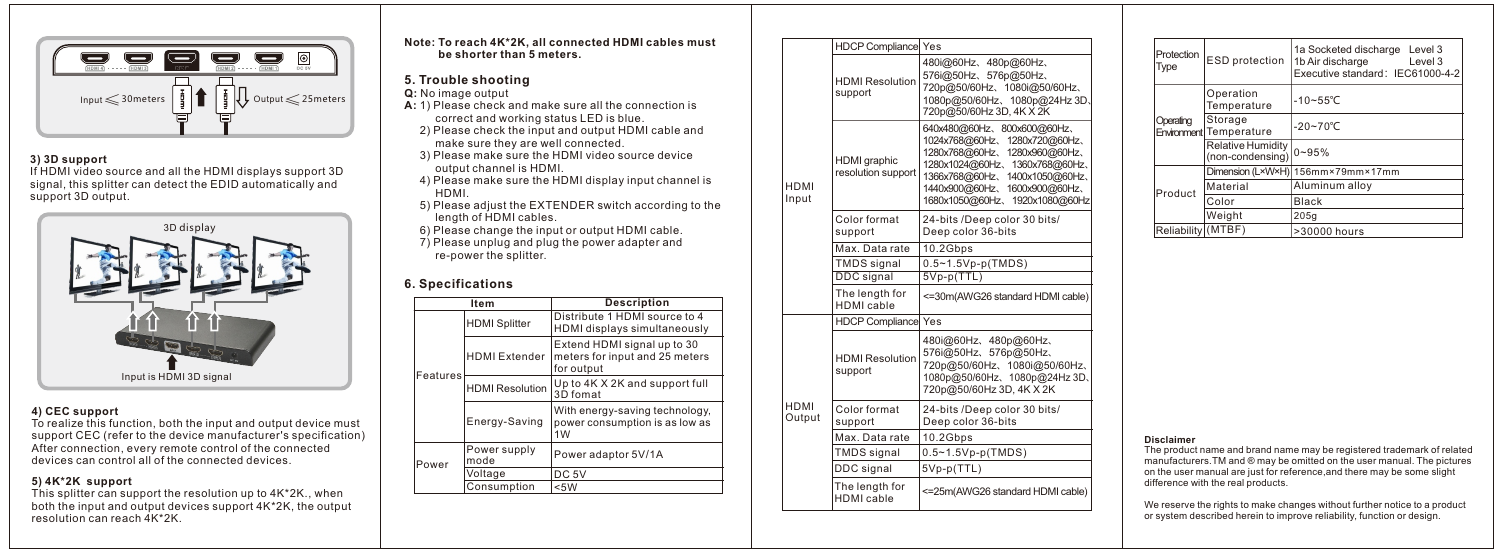Input ≤ 30meters     Output ≤ 25meters

### 3) 3D support

If HDMI video source and all the HDMI displays support 3D signal, this splitter can detect the EDID automatically and support 3D output.

3D display

Input is HDMI 3D signal

### 4) CEC support

To realize this function, both the input and output device must support CEC (refer to the device manufacturer's specification) After connection, every remote control of the connected devices can control all of the connected devices.

### 5) 4K*2K support

This splitter can support the resolution up to 4K*2K., when both the input and output devices support 4K*2K, the output resolution can reach 4K*2K.

**Note: To reach 4K*2K, all connected HDMI cables must be shorter than 5 meters.**

## 5. Trouble shooting

**Q:** No image output

**A:**
1) Please check and make sure all the connection is correct and working status LED is blue.
2) Please check the input and output HDMI cable and make sure they are well connected.
3) Please make sure the HDMI video source device output channel is HDMI.
4) Please make sure the HDMI display input channel is HDMI.
5) Please adjust the EXTENDER switch according to the length of HDMI cables.
6) Please change the input or output HDMI cable.
7) Please unplug and plug the power adapter and re-power the splitter.

## 6. Specifications

| Item | | Description |
|---|---|---|
| Features | HDMI Splitter | Distribute 1 HDMI source to 4 HDMI displays simultaneously |
| | HDMI Extender | Extend HDMI signal up to 30 meters for input and 25 meters for output |
| | HDMI Resolution | Up to 4K X 2K and support full 3D fomat |
| | Energy-Saving | With energy-saving technology, power consumption is as low as 1W |
| Power | Power supply mode | Power adaptor 5V/1A |
| | Voltage | DC 5V |
| | Consumption | <5W |

| | | |
|---|---|---|
| HDMI Input | HDCP Compliance | Yes |
| | HDMI Resolution support | 480i@60Hz、480p@60Hz、576i@50Hz、576p@50Hz、720p@50/60Hz、1080i@50/60Hz、1080p@50/60Hz、1080p@24Hz 3D、720p@50/60Hz 3D, 4K X 2K |
| | HDMI graphic resolution support | 640x480@60Hz、800x600@60Hz、1024x768@60Hz、1280x720@60Hz、1280x768@60Hz、1280x960@60Hz、1280x1024@60Hz、1360x768@60Hz、1366x768@60Hz、1400x1050@60Hz、1440x900@60Hz、1600x900@60Hz、1680x1050@60Hz、1920x1080@60Hz |
| | Color format support | 24-bits /Deep color 30 bits/ Deep color 36-bits |
| | Max. Data rate | 10.2Gbps |
| | TMDS signal | 0.5~1.5Vp-p(TMDS) |
| | DDC signal | 5Vp-p(TTL) |
| | The length for HDMI cable | <=30m(AWG26 standard HDMI cable) |
| HDMI Output | HDCP Compliance | Yes |
| | HDMI Resolution support | 480i@60Hz、480p@60Hz、576i@50Hz、576p@50Hz、720p@50/60Hz、1080i@50/60Hz、1080p@50/60Hz、1080p@24Hz 3D、720p@50/60Hz 3D, 4K X 2K |
| | Color format support | 24-bits /Deep color 30 bits/ Deep color 36-bits |
| | Max. Data rate | 10.2Gbps |
| | TMDS signal | 0.5~1.5Vp-p(TMDS) |
| | DDC signal | 5Vp-p(TTL) |
| | The length for HDMI cable | <=25m(AWG26 standard HDMI cable) |

| | | |
|---|---|---|
| Protection Type | ESD protection | 1a Socketed discharge Level 3<br>1b Air discharge Level 3<br>Executive standard：IEC61000-4-2 |
| Operating Environment | Operation Temperature | -10~55℃ |
| | Storage Temperature | -20~70℃ |
| | Relative Humidity (non-condensing) | 0~95% |
| Product | Dimension (L×W×H) | 156mm×79mm×17mm |
| | Material | Aluminum alloy |
| | Color | Black |
| | Weight | 205g |
| Reliability | (MTBF) | >30000 hours |

**Disclaimer**

The product name and brand name may be registered trademark of related manufacturers.TM and ® may be omitted on the user manual. The pictures on the user manual are just for reference,and there may be some slight difference with the real products.

We reserve the rights to make changes without further notice to a product or system described herein to improve reliability, function or design.